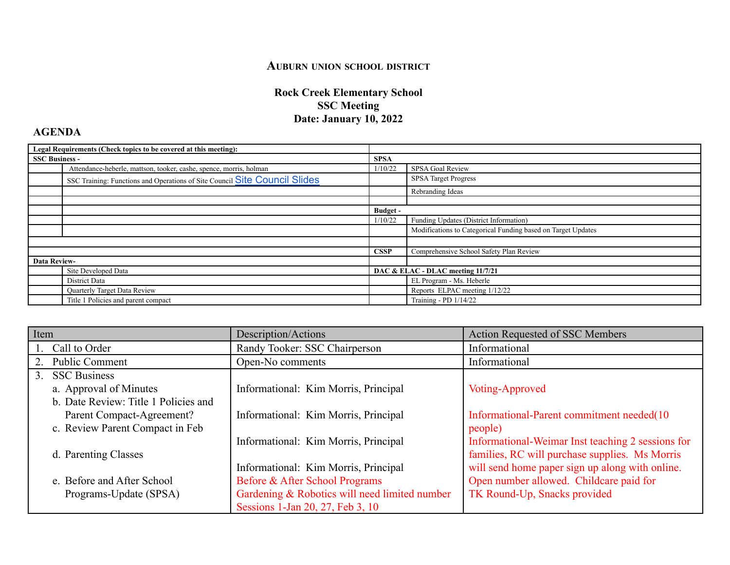# Auburn Union School District

## Rock Creek Elementary School
## SSC Meeting
## Date: January 10, 2022

**AGENDA**

| Legal Requirements (Check topics to be covered at this meeting): | | | |
|---|---|---|---|
| **SSC Business -** | | **SPSA** | |
| | Attendance-heberle, mattson, tooker, cashe, spence, morris, holman | 1/10/22 | SPSA Goal Review |
| | SSC Training: Functions and Operations of Site Council Site Council Slides | | SPSA Target Progress |
| | | | Rebranding Ideas |
| | | | |
| | | **Budget -** | |
| | | 1/10/22 | Funding Updates (District Information) |
| | | | Modifications to Categorical Funding based on Target Updates |
| | | | |
| | | **CSSP** | Comprehensive School Safety Plan Review |
| **Data Review-** | | | |
| | Site Developed Data | **DAC & ELAC - DLAC meeting 11/7/21** | |
| | District Data | | EL Program - Ms. Heberle |
| | Quarterly Target Data Review | | Reports ELPAC meeting 1/12/22 |
| | Title 1 Policies and parent compact | | Training - PD 1/14/22 |

| Item | Description/Actions | Action Requested of SSC Members |
|---|---|---|
| 1. Call to Order | Randy Tooker: SSC Chairperson | Informational |
| 2. Public Comment | Open-No comments | Informational |
| 3. SSC Business<br>a. Approval of Minutes<br>b. Date Review: Title 1 Policies and Parent Compact-Agreement?<br>c. Review Parent Compact in Feb<br>d. Parenting Classes<br>e. Before and After School Programs-Update (SPSA) | Informational: Kim Morris, Principal<br>Informational: Kim Morris, Principal<br>Informational: Kim Morris, Principal<br>Informational: Kim Morris, Principal<br>Before & After School Programs<br>Gardening & Robotics will need limited number<br>Sessions 1-Jan 20, 27, Feb 3, 10 | Voting-Approved<br>Informational-Parent commitment needed(10 people)<br>Informational-Weimar Inst teaching 2 sessions for families, RC will purchase supplies. Ms Morris will send home paper sign up along with online. Open number allowed. Childcare paid for TK Round-Up, Snacks provided |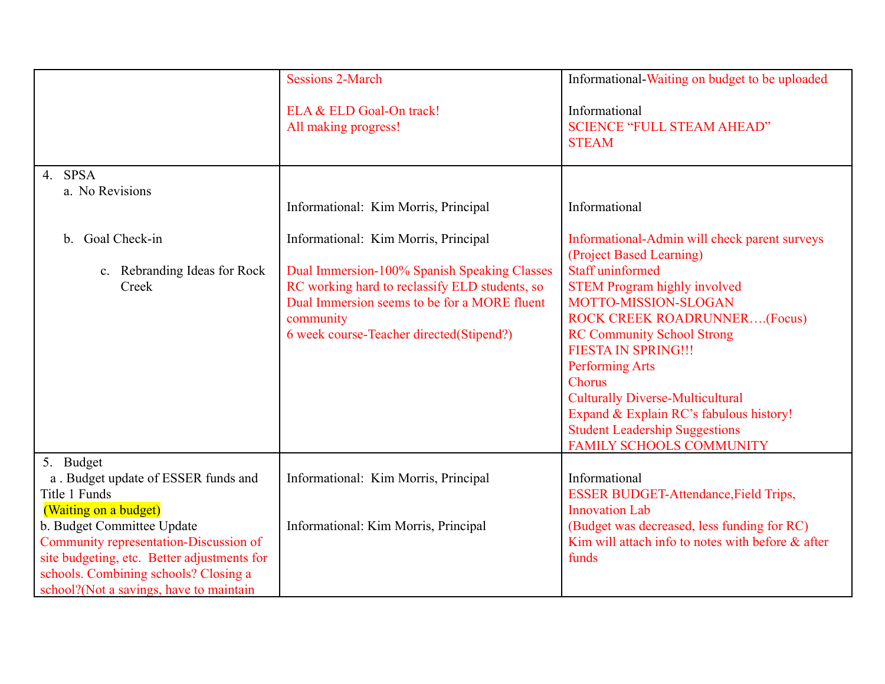| | | |
|---|---|---|
| | Sessions 2-March<br><br>ELA & ELD Goal-On track!<br>All making progress! | Informational-Waiting on budget to be uploaded<br><br>Informational<br>SCIENCE "FULL STEAM AHEAD"<br>STEAM |
| 4. SPSA<br>a. No Revisions<br><br>b. Goal Check-in<br><br>c. Rebranding Ideas for Rock Creek | Informational: Kim Morris, Principal<br><br>Informational: Kim Morris, Principal<br><br>Dual Immersion-100% Spanish Speaking Classes<br>RC working hard to reclassify ELD students, so Dual Immersion seems to be for a MORE fluent community<br>6 week course-Teacher directed(Stipend?) | Informational<br><br>Informational-Admin will check parent surveys (Project Based Learning)<br>Staff uninformed<br>STEM Program highly involved<br>MOTTO-MISSION-SLOGAN<br>ROCK CREEK ROADRUNNER….(Focus)<br>RC Community School Strong<br>FIESTA IN SPRING!!!<br>Performing Arts<br>Chorus<br>Culturally Diverse-Multicultural<br>Expand & Explain RC's fabulous history!<br>Student Leadership Suggestions<br>FAMILY SCHOOLS COMMUNITY |
| 5. Budget<br>a . Budget update of ESSER funds and Title 1 Funds<br>(Waiting on a budget)<br>b. Budget Committee Update<br>Community representation-Discussion of site budgeting, etc. Better adjustments for schools. Combining schools? Closing a school?(Not a savings, have to maintain | Informational: Kim Morris, Principal<br><br>Informational: Kim Morris, Principal | Informational<br>ESSER BUDGET-Attendance,Field Trips, Innovation Lab<br>(Budget was decreased, less funding for RC)<br>Kim will attach info to notes with before & after funds |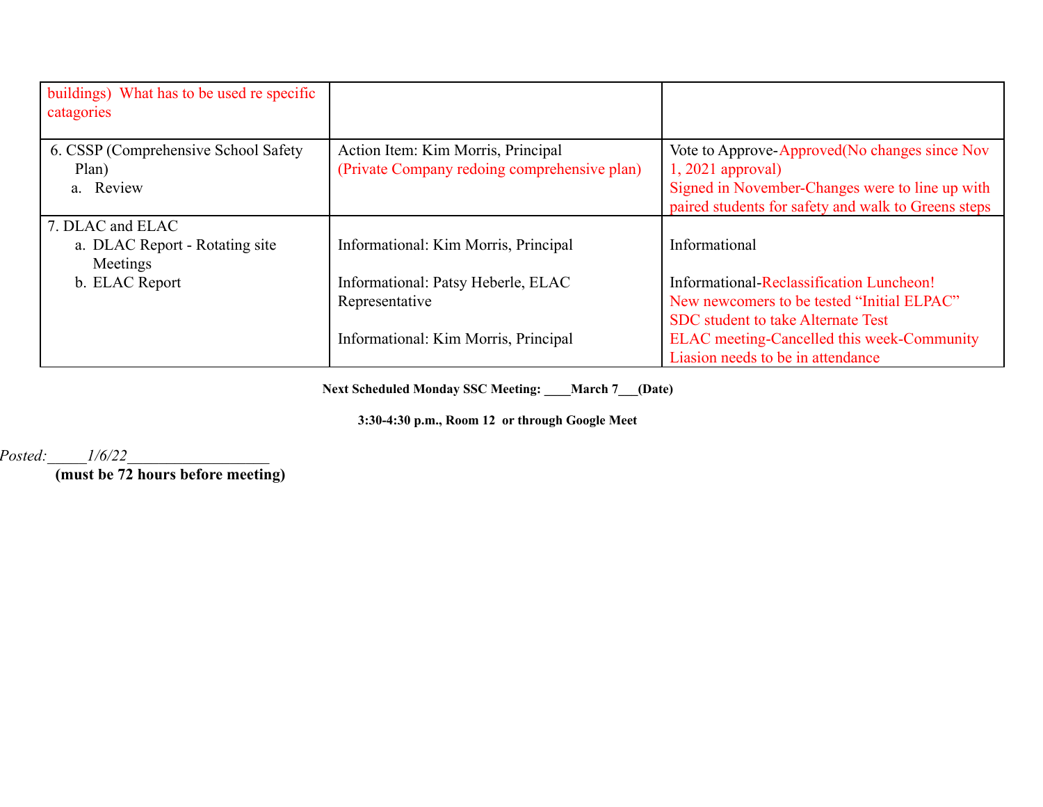| | | |
|---|---|---|
| buildings) What has to be used re specific catagories | | |
| 6. CSSP (Comprehensive School Safety Plan)<br>a. Review | Action Item: Kim Morris, Principal<br>(Private Company redoing comprehensive plan) | Vote to Approve-Approved(No changes since Nov 1, 2021 approval)<br>Signed in November-Changes were to line up with paired students for safety and walk to Greens steps |
| 7. DLAC and ELAC<br>a. DLAC Report - Rotating site Meetings<br>b. ELAC Report | Informational: Kim Morris, Principal<br><br>Informational: Patsy Heberle, ELAC Representative<br><br>Informational: Kim Morris, Principal | Informational<br><br>Informational-Reclassification Luncheon!<br>New newcomers to be tested "Initial ELPAC"<br>SDC student to take Alternate Test<br>ELAC meeting-Cancelled this week-Community Liasion needs to be in attendance |

**Next Scheduled Monday SSC Meeting: ____March 7___(Date)**

**3:30-4:30 p.m., Room 12 or through Google Meet**

*Posted:_____1/6/22__________________*
**(must be 72 hours before meeting)**